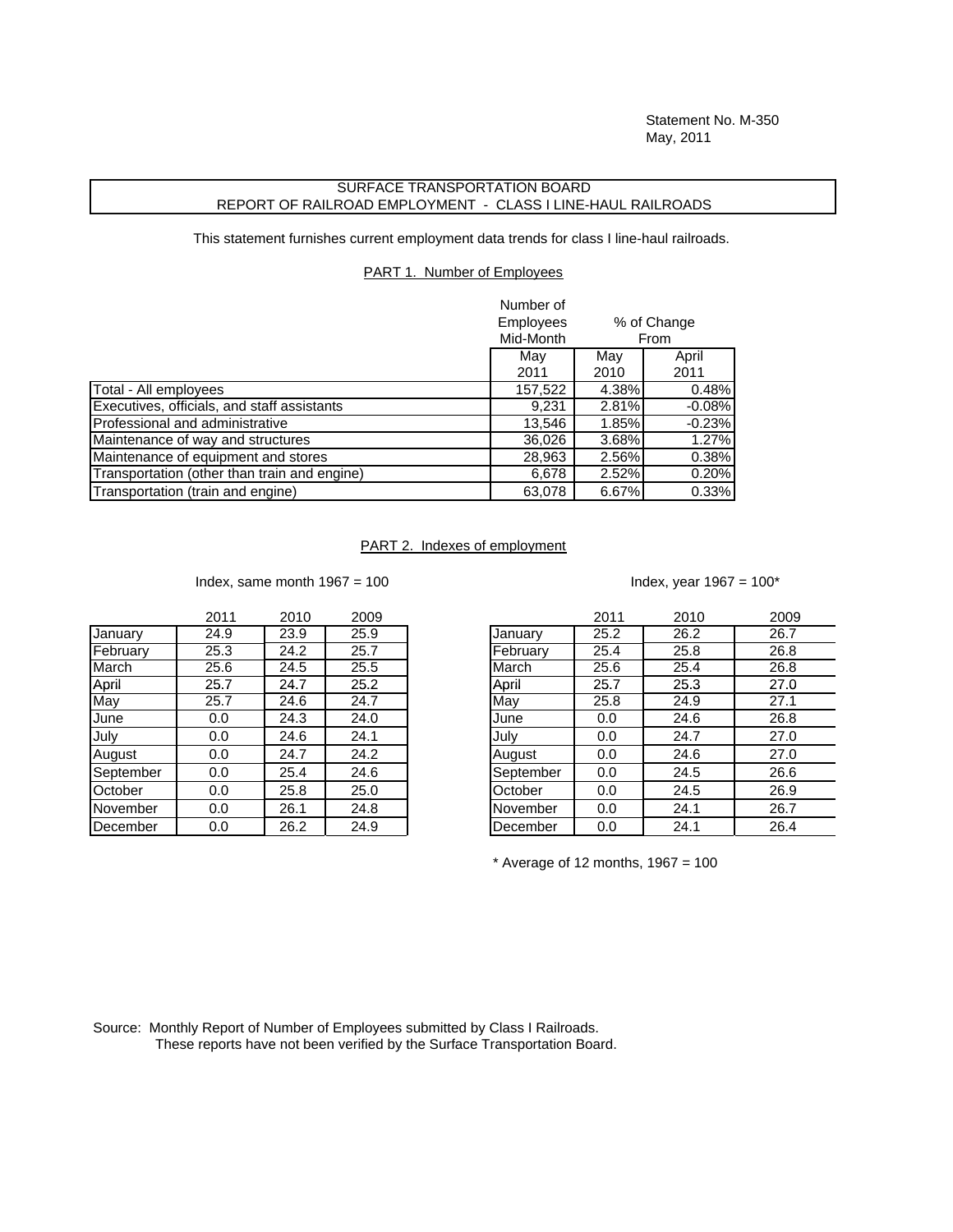Statement No. M-350
May, 2011

# SURFACE TRANSPORTATION BOARD
## REPORT OF RAILROAD EMPLOYMENT - CLASS I LINE-HAUL RAILROADS

This statement furnishes current employment data trends for class I line-haul railroads.

### PART 1. Number of Employees

| | Number of Employees Mid-Month | % of Change From | |
|---|---|---|---|
| | May 2011 | May 2010 | April 2011 |
| Total - All employees | 157,522 | 4.38% | 0.48% |
| Executives, officials, and staff assistants | 9,231 | 2.81% | -0.08% |
| Professional and administrative | 13,546 | 1.85% | -0.23% |
| Maintenance of way and structures | 36,026 | 3.68% | 1.27% |
| Maintenance of equipment and stores | 28,963 | 2.56% | 0.38% |
| Transportation (other than train and engine) | 6,678 | 2.52% | 0.20% |
| Transportation (train and engine) | 63,078 | 6.67% | 0.33% |

### PART 2. Indexes of employment

Index, same month 1967 = 100

| | 2011 | 2010 | 2009 |
|---|---|---|---|
| January | 24.9 | 23.9 | 25.9 |
| February | 25.3 | 24.2 | 25.7 |
| March | 25.6 | 24.5 | 25.5 |
| April | 25.7 | 24.7 | 25.2 |
| May | 25.7 | 24.6 | 24.7 |
| June | 0.0 | 24.3 | 24.0 |
| July | 0.0 | 24.6 | 24.1 |
| August | 0.0 | 24.7 | 24.2 |
| September | 0.0 | 25.4 | 24.6 |
| October | 0.0 | 25.8 | 25.0 |
| November | 0.0 | 26.1 | 24.8 |
| December | 0.0 | 26.2 | 24.9 |

Index, year 1967 = 100*

| | 2011 | 2010 | 2009 |
|---|---|---|---|
| January | 25.2 | 26.2 | 26.7 |
| February | 25.4 | 25.8 | 26.8 |
| March | 25.6 | 25.4 | 26.8 |
| April | 25.7 | 25.3 | 27.0 |
| May | 25.8 | 24.9 | 27.1 |
| June | 0.0 | 24.6 | 26.8 |
| July | 0.0 | 24.7 | 27.0 |
| August | 0.0 | 24.6 | 27.0 |
| September | 0.0 | 24.5 | 26.6 |
| October | 0.0 | 24.5 | 26.9 |
| November | 0.0 | 24.1 | 26.7 |
| December | 0.0 | 24.1 | 26.4 |

* Average of 12 months, 1967 = 100

Source: Monthly Report of Number of Employees submitted by Class I Railroads.
These reports have not been verified by the Surface Transportation Board.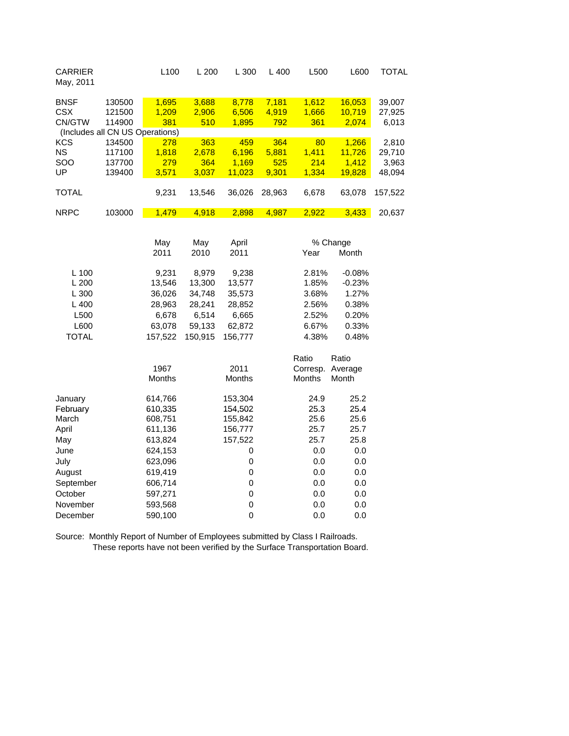| CARRIER<br>May, 2011 | | L100 | L 200 | L 300 | L 400 | L500 | L600 | TOTAL |
|---|---|---|---|---|---|---|---|---|
| BNSF | 130500 | 1,695 | 3,688 | 8,778 | 7,181 | 1,612 | 16,053 | 39,007 |
| CSX | 121500 | 1,209 | 2,906 | 6,506 | 4,919 | 1,666 | 10,719 | 27,925 |
| CN/GTW | 114900 | 381 | 510 | 1,895 | 792 | 361 | 2,074 | 6,013 |
| (Includes all CN US Operations) | | | | | | | | |
| KCS | 134500 | 278 | 363 | 459 | 364 | 80 | 1,266 | 2,810 |
| NS | 117100 | 1,818 | 2,678 | 6,196 | 5,881 | 1,411 | 11,726 | 29,710 |
| SOO | 137700 | 279 | 364 | 1,169 | 525 | 214 | 1,412 | 3,963 |
| UP | 139400 | 3,571 | 3,037 | 11,023 | 9,301 | 1,334 | 19,828 | 48,094 |
| TOTAL | | 9,231 | 13,546 | 36,026 | 28,963 | 6,678 | 63,078 | 157,522 |
| NRPC | 103000 | 1,479 | 4,918 | 2,898 | 4,987 | 2,922 | 3,433 | 20,637 |

| | May 2011 | May 2010 | April 2011 | % Change Year | % Change Month |
|---|---|---|---|---|---|
| L 100 | 9,231 | 8,979 | 9,238 | 2.81% | -0.08% |
| L 200 | 13,546 | 13,300 | 13,577 | 1.85% | -0.23% |
| L 300 | 36,026 | 34,748 | 35,573 | 3.68% | 1.27% |
| L 400 | 28,963 | 28,241 | 28,852 | 2.56% | 0.38% |
| L500 | 6,678 | 6,514 | 6,665 | 2.52% | 0.20% |
| L600 | 63,078 | 59,133 | 62,872 | 6.67% | 0.33% |
| TOTAL | 157,522 | 150,915 | 156,777 | 4.38% | 0.48% |

| | 1967 Months | 2011 Months | Ratio Corresp. Months | Ratio Average Month |
|---|---|---|---|---|
| January | 614,766 | 153,304 | 24.9 | 25.2 |
| February | 610,335 | 154,502 | 25.3 | 25.4 |
| March | 608,751 | 155,842 | 25.6 | 25.6 |
| April | 611,136 | 156,777 | 25.7 | 25.7 |
| May | 613,824 | 157,522 | 25.7 | 25.8 |
| June | 624,153 | 0 | 0.0 | 0.0 |
| July | 623,096 | 0 | 0.0 | 0.0 |
| August | 619,419 | 0 | 0.0 | 0.0 |
| September | 606,714 | 0 | 0.0 | 0.0 |
| October | 597,271 | 0 | 0.0 | 0.0 |
| November | 593,568 | 0 | 0.0 | 0.0 |
| December | 590,100 | 0 | 0.0 | 0.0 |

Source: Monthly Report of Number of Employees submitted by Class I Railroads.
These reports have not been verified by the Surface Transportation Board.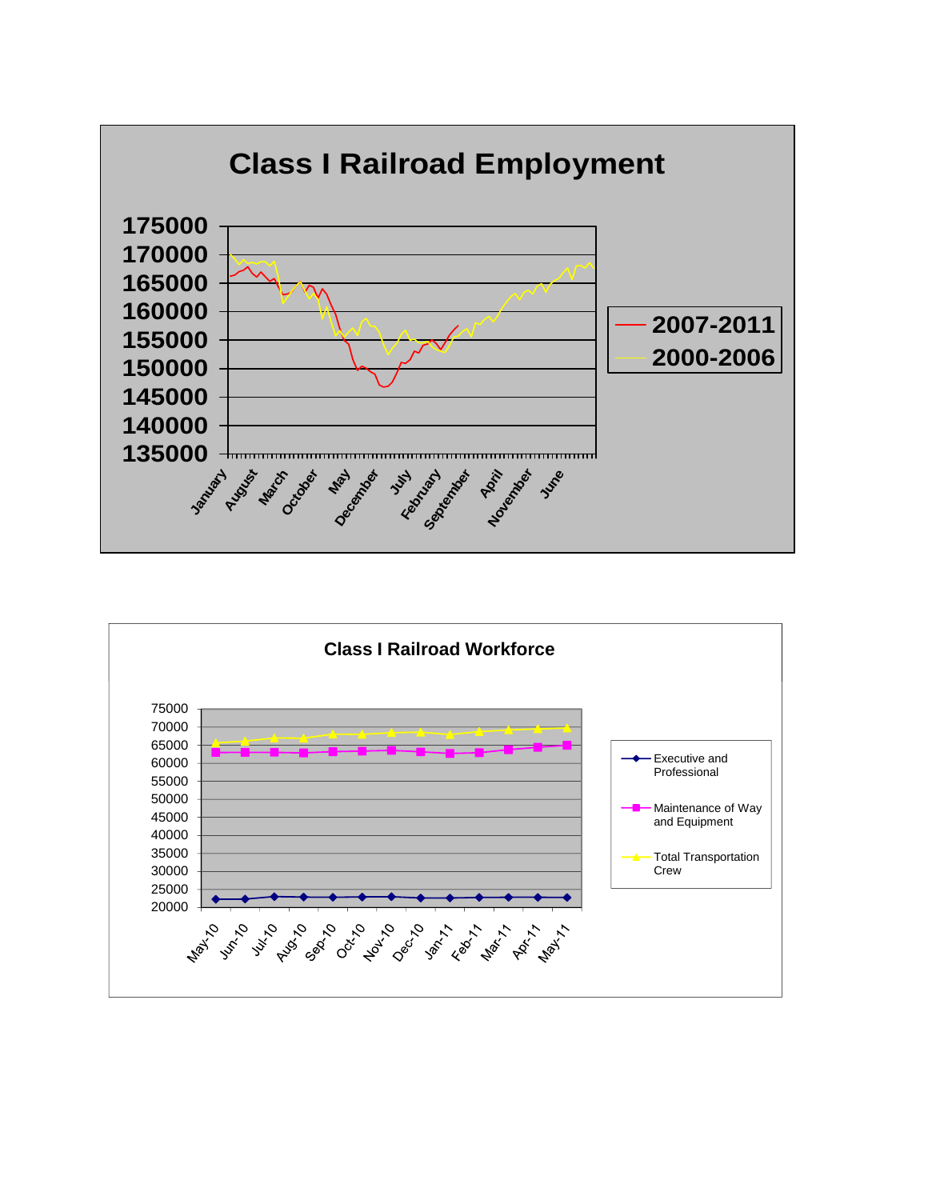**Class I Railroad Employment**

175000
170000
165000
160000
155000
150000
145000
140000
135000

January
August
March
October
May
December
July
February
September
April
November
June

2007-2011
2000-2006

**Class I Railroad Workforce**

75000
70000
65000
60000
55000
50000
45000
40000
35000
30000
25000
20000

May-10
Jun-10
Jul-10
Aug-10
Sep-10
Oct-10
Nov-10
Dec-10
Jan-11
Feb-11
Mar-11
Apr-11
May-11

Executive and Professional
Maintenance of Way and Equipment
Total Transportation Crew